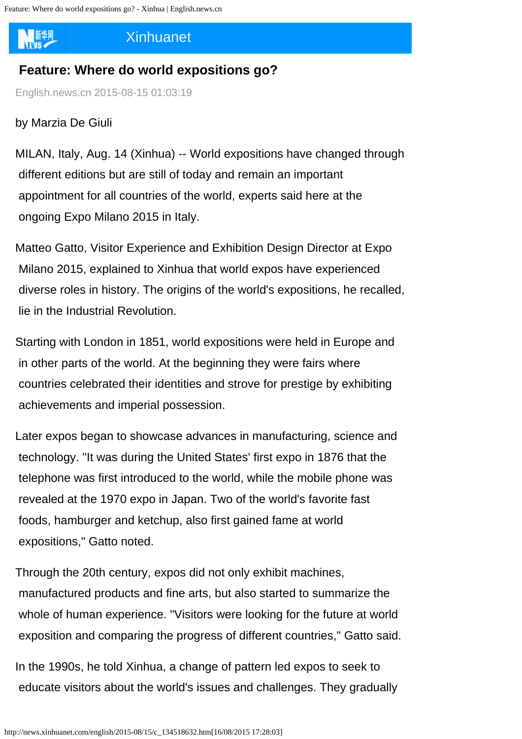# Feature: Where do world expositions go?

English.news.cn 2015-08-15 01:03:19

by Marzia De Giuli

MILAN, Italy, Aug. 14 (Xinhua) -- World expositions have changed through different editions but are still of today and remain an important appointment for all countries of the world, experts said here at the ongoing Expo Milano 2015 in Italy.

Matteo Gatto, Visitor Experience and Exhibition Design Director at Expo Milano 2015, explained to Xinhua that world expos have experienced diverse roles in history. The origins of the world's expositions, he recalled, lie in the Industrial Revolution.

Starting with London in 1851, world expositions were held in Europe and in other parts of the world. At the beginning they were fairs where countries celebrated their identities and strove for prestige by exhibiting achievements and imperial possession.

Later expos began to showcase advances in manufacturing, science and technology. "It was during the United States' first expo in 1876 that the telephone was first introduced to the world, while the mobile phone was revealed at the 1970 expo in Japan. Two of the world's favorite fast foods, hamburger and ketchup, also first gained fame at world expositions," Gatto noted.

Through the 20th century, expos did not only exhibit machines, manufactured products and fine arts, but also started to summarize the whole of human experience. "Visitors were looking for the future at world exposition and comparing the progress of different countries," Gatto said.

In the 1990s, he told Xinhua, a change of pattern led expos to seek to educate visitors about the world's issues and challenges. They gradually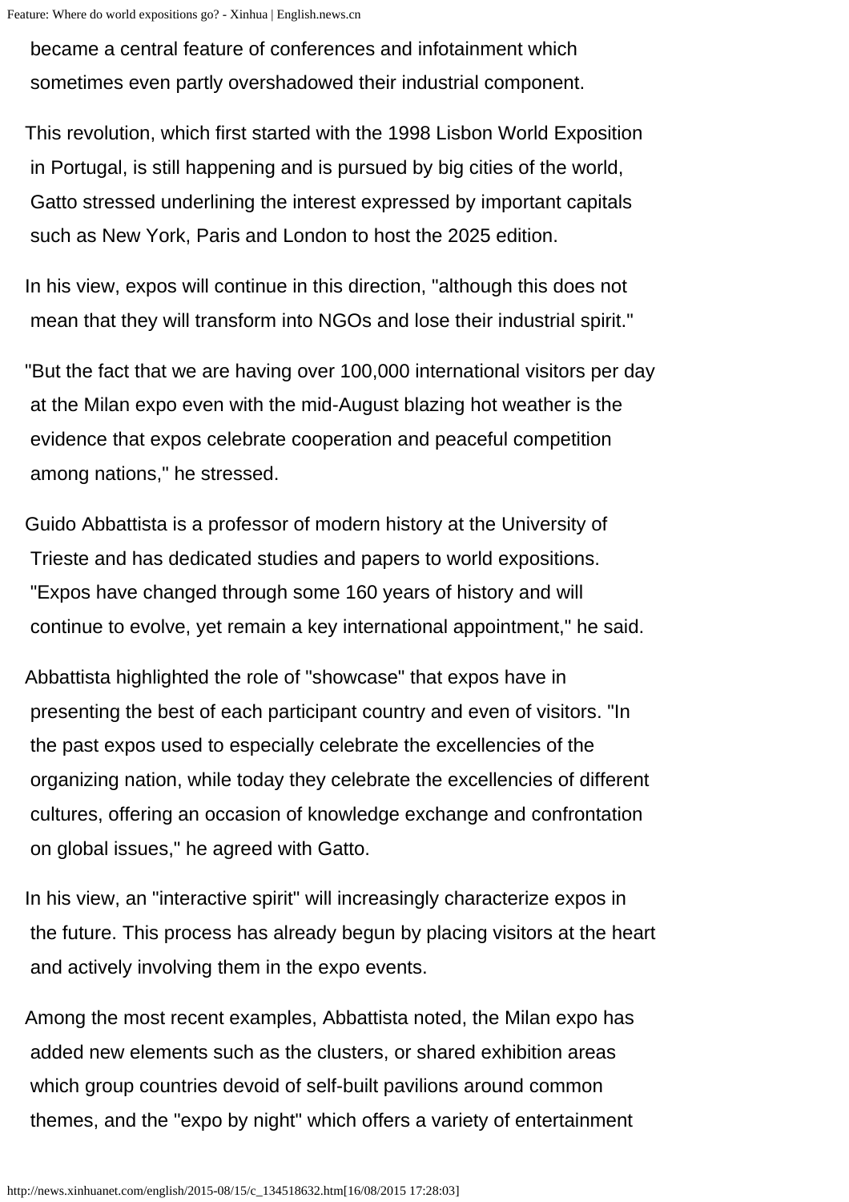became a central feature of conferences and infotainment which sometimes even partly overshadowed their industrial component.

This revolution, which first started with the 1998 Lisbon World Exposition in Portugal, is still happening and is pursued by big cities of the world, Gatto stressed underlining the interest expressed by important capitals such as New York, Paris and London to host the 2025 edition.

In his view, expos will continue in this direction, "although this does not mean that they will transform into NGOs and lose their industrial spirit."

"But the fact that we are having over 100,000 international visitors per day at the Milan expo even with the mid-August blazing hot weather is the evidence that expos celebrate cooperation and peaceful competition among nations," he stressed.

Guido Abbattista is a professor of modern history at the University of Trieste and has dedicated studies and papers to world expositions. "Expos have changed through some 160 years of history and will continue to evolve, yet remain a key international appointment," he said.

Abbattista highlighted the role of "showcase" that expos have in presenting the best of each participant country and even of visitors. "In the past expos used to especially celebrate the excellencies of the organizing nation, while today they celebrate the excellencies of different cultures, offering an occasion of knowledge exchange and confrontation on global issues," he agreed with Gatto.

In his view, an "interactive spirit" will increasingly characterize expos in the future. This process has already begun by placing visitors at the heart and actively involving them in the expo events.

Among the most recent examples, Abbattista noted, the Milan expo has added new elements such as the clusters, or shared exhibition areas which group countries devoid of self-built pavilions around common themes, and the "expo by night" which offers a variety of entertainment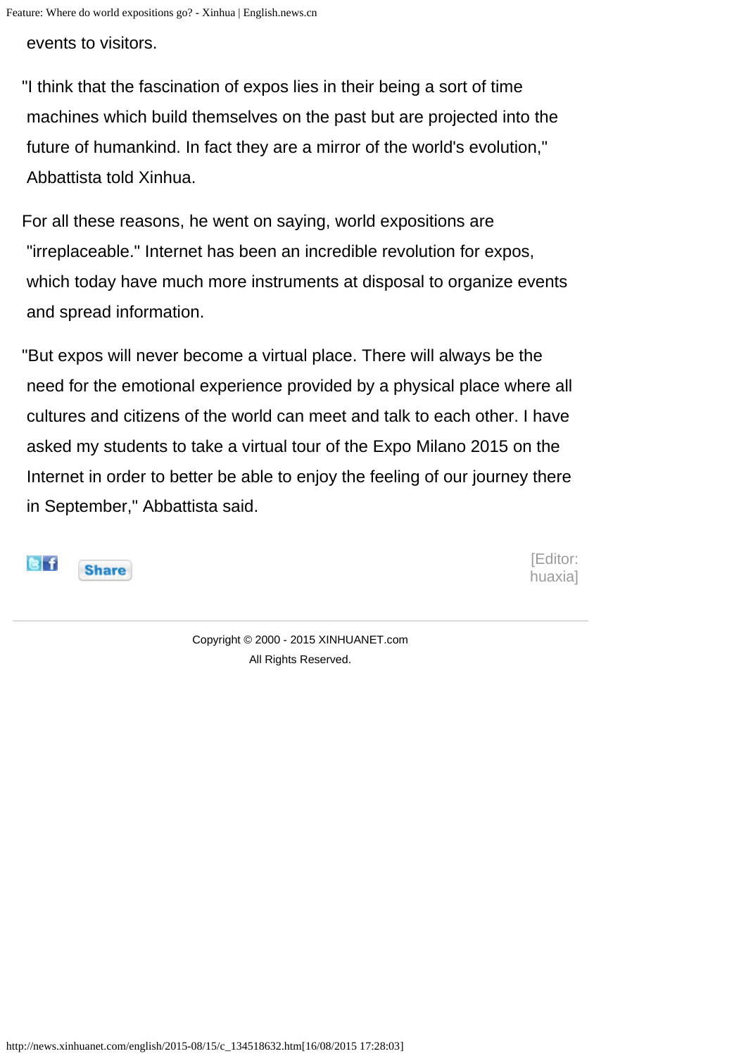events to visitors.

"I think that the fascination of expos lies in their being a sort of time machines which build themselves on the past but are projected into the future of humankind. In fact they are a mirror of the world's evolution," Abbattista told Xinhua.

For all these reasons, he went on saying, world expositions are "irreplaceable." Internet has been an incredible revolution for expos, which today have much more instruments at disposal to organize events and spread information.

"But expos will never become a virtual place. There will always be the need for the emotional experience provided by a physical place where all cultures and citizens of the world can meet and talk to each other. I have asked my students to take a virtual tour of the Expo Milano 2015 on the Internet in order to better be able to enjoy the feeling of our journey there in September," Abbattista said.

Share

[Editor: huaxia]

Copyright © 2000 - 2015 XINHUANET.com
All Rights Reserved.